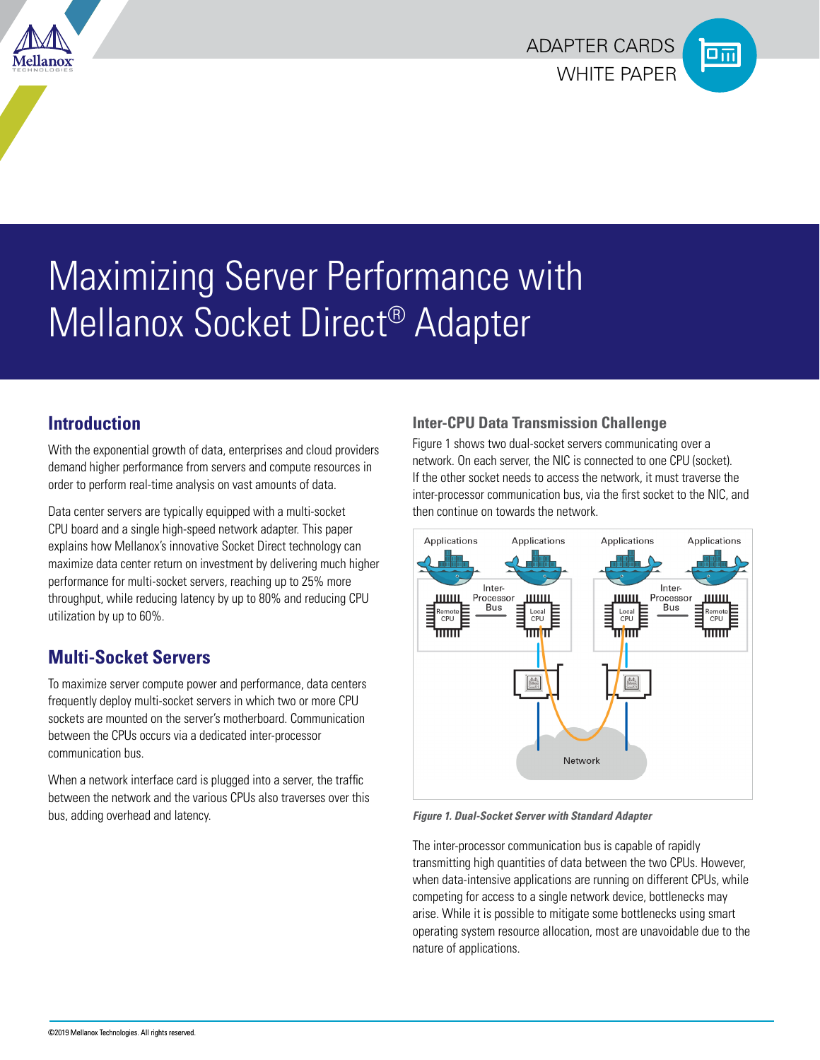ADAPTER CARDS
WHITE PAPER

# Maximizing Server Performance with Mellanox Socket Direct® Adapter

## Introduction

With the exponential growth of data, enterprises and cloud providers demand higher performance from servers and compute resources in order to perform real-time analysis on vast amounts of data.

Data center servers are typically equipped with a multi-socket CPU board and a single high-speed network adapter. This paper explains how Mellanox's innovative Socket Direct technology can maximize data center return on investment by delivering much higher performance for multi-socket servers, reaching up to 25% more throughput, while reducing latency by up to 80% and reducing CPU utilization by up to 60%.

## Multi-Socket Servers

To maximize server compute power and performance, data centers frequently deploy multi-socket servers in which two or more CPU sockets are mounted on the server's motherboard. Communication between the CPUs occurs via a dedicated inter-processor communication bus.

When a network interface card is plugged into a server, the traffic between the network and the various CPUs also traverses over this bus, adding overhead and latency.

### Inter-CPU Data Transmission Challenge

Figure 1 shows two dual-socket servers communicating over a network. On each server, the NIC is connected to one CPU (socket). If the other socket needs to access the network, it must traverse the inter-processor communication bus, via the first socket to the NIC, and then continue on towards the network.

*Figure 1. Dual-Socket Server with Standard Adapter*

The inter-processor communication bus is capable of rapidly transmitting high quantities of data between the two CPUs. However, when data-intensive applications are running on different CPUs, while competing for access to a single network device, bottlenecks may arise. While it is possible to mitigate some bottlenecks using smart operating system resource allocation, most are unavoidable due to the nature of applications.

©2019 Mellanox Technologies. All rights reserved.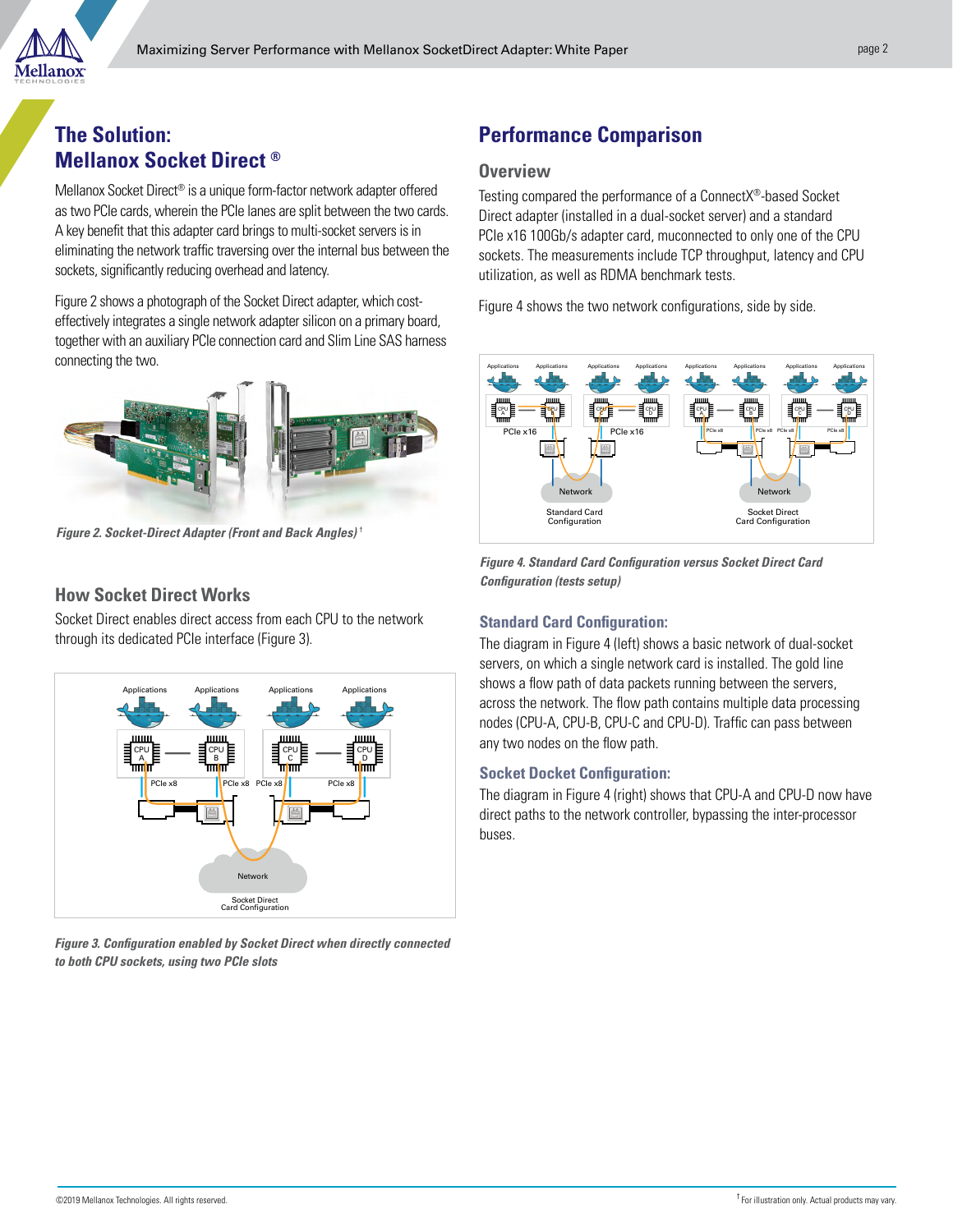## The Solution: Mellanox Socket Direct ®

Mellanox Socket Direct® is a unique form-factor network adapter offered as two PCIe cards, wherein the PCIe lanes are split between the two cards. A key benefit that this adapter card brings to multi-socket servers is in eliminating the network traffic traversing over the internal bus between the sockets, significantly reducing overhead and latency.

Figure 2 shows a photograph of the Socket Direct adapter, which cost-effectively integrates a single network adapter silicon on a primary board, together with an auxiliary PCIe connection card and Slim Line SAS harness connecting the two.

*Figure 2. Socket-Direct Adapter (Front and Back Angles)* †

### How Socket Direct Works

Socket Direct enables direct access from each CPU to the network through its dedicated PCIe interface (Figure 3).

*Figure 3. Configuration enabled by Socket Direct when directly connected to both CPU sockets, using two PCIe slots*

## Performance Comparison

### Overview

Testing compared the performance of a ConnectX®-based Socket Direct adapter (installed in a dual-socket server) and a standard PCIe x16 100Gb/s adapter card, muconnected to only one of the CPU sockets. The measurements include TCP throughput, latency and CPU utilization, as well as RDMA benchmark tests.

Figure 4 shows the two network configurations, side by side.

*Figure 4. Standard Card Configuration versus Socket Direct Card Configuration (tests setup)*

### Standard Card Configuration:

The diagram in Figure 4 (left) shows a basic network of dual-socket servers, on which a single network card is installed. The gold line shows a flow path of data packets running between the servers, across the network. The flow path contains multiple data processing nodes (CPU-A, CPU-B, CPU-C and CPU-D). Traffic can pass between any two nodes on the flow path.

### Socket Docket Configuration:

The diagram in Figure 4 (right) shows that CPU-A and CPU-D now have direct paths to the network controller, bypassing the inter-processor buses.

† For illustration only. Actual products may vary.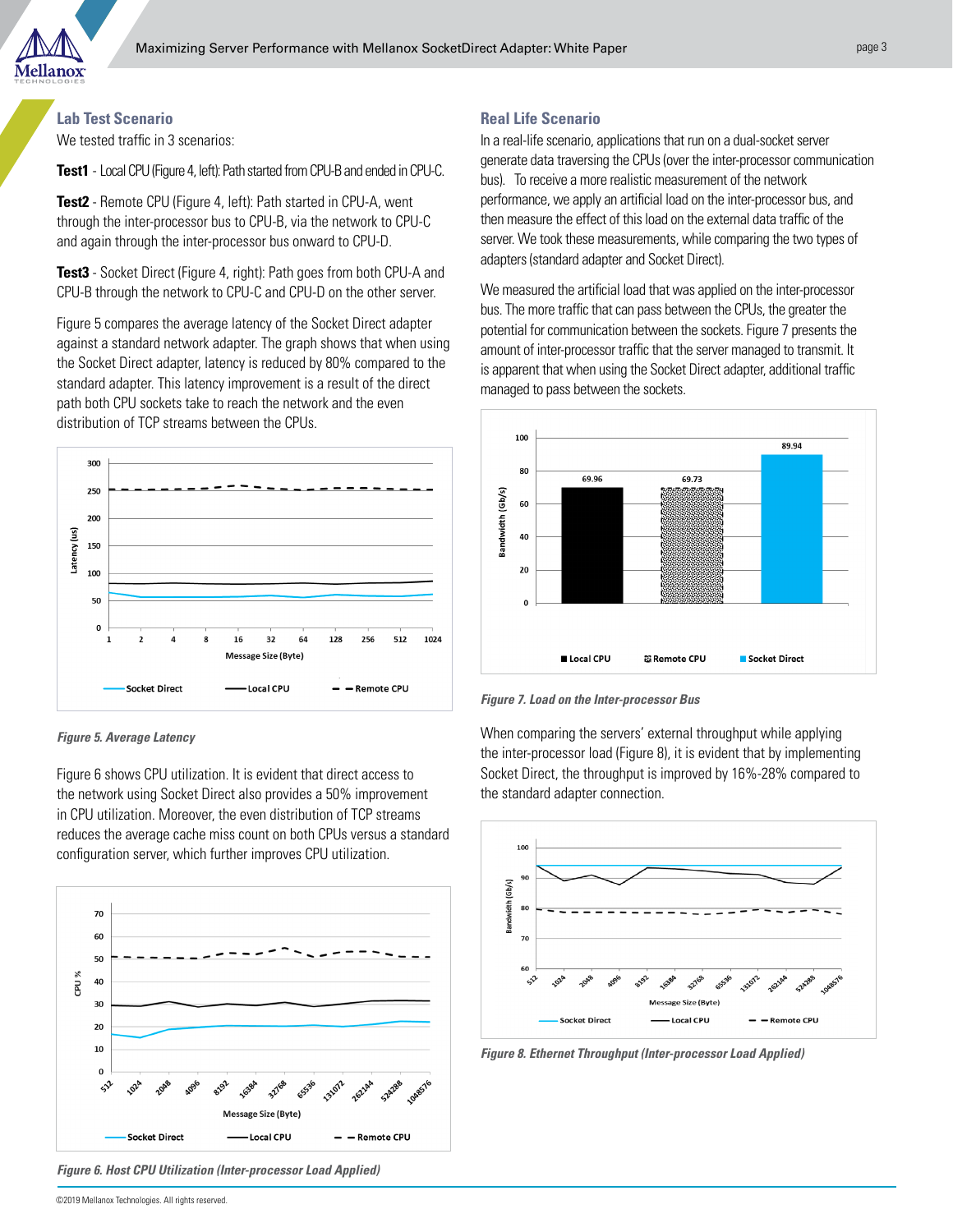## Lab Test Scenario

We tested traffic in 3 scenarios:

**Test1** - Local CPU (Figure 4, left): Path started from CPU-B and ended in CPU-C.

**Test2** - Remote CPU (Figure 4, left): Path started in CPU-A, went through the inter-processor bus to CPU-B, via the network to CPU-C and again through the inter-processor bus onward to CPU-D.

**Test3** - Socket Direct (Figure 4, right): Path goes from both CPU-A and CPU-B through the network to CPU-C and CPU-D on the other server.

Figure 5 compares the average latency of the Socket Direct adapter against a standard network adapter. The graph shows that when using the Socket Direct adapter, latency is reduced by 80% compared to the standard adapter. This latency improvement is a result of the direct path both CPU sockets take to reach the network and the even distribution of TCP streams between the CPUs.

*Figure 5. Average Latency*

Figure 6 shows CPU utilization. It is evident that direct access to the network using Socket Direct also provides a 50% improvement in CPU utilization. Moreover, the even distribution of TCP streams reduces the average cache miss count on both CPUs versus a standard configuration server, which further improves CPU utilization.

*Figure 6. Host CPU Utilization (Inter-processor Load Applied)*

## Real Life Scenario

In a real-life scenario, applications that run on a dual-socket server generate data traversing the CPUs (over the inter-processor communication bus). To receive a more realistic measurement of the network performance, we apply an artificial load on the inter-processor bus, and then measure the effect of this load on the external data traffic of the server. We took these measurements, while comparing the two types of adapters (standard adapter and Socket Direct).

We measured the artificial load that was applied on the inter-processor bus. The more traffic that can pass between the CPUs, the greater the potential for communication between the sockets. Figure 7 presents the amount of inter-processor traffic that the server managed to transmit. It is apparent that when using the Socket Direct adapter, additional traffic managed to pass between the sockets.

*Figure 7. Load on the Inter-processor Bus*

When comparing the servers' external throughput while applying the inter-processor load (Figure 8), it is evident that by implementing Socket Direct, the throughput is improved by 16%-28% compared to the standard adapter connection.

*Figure 8. Ethernet Throughput (Inter-processor Load Applied)*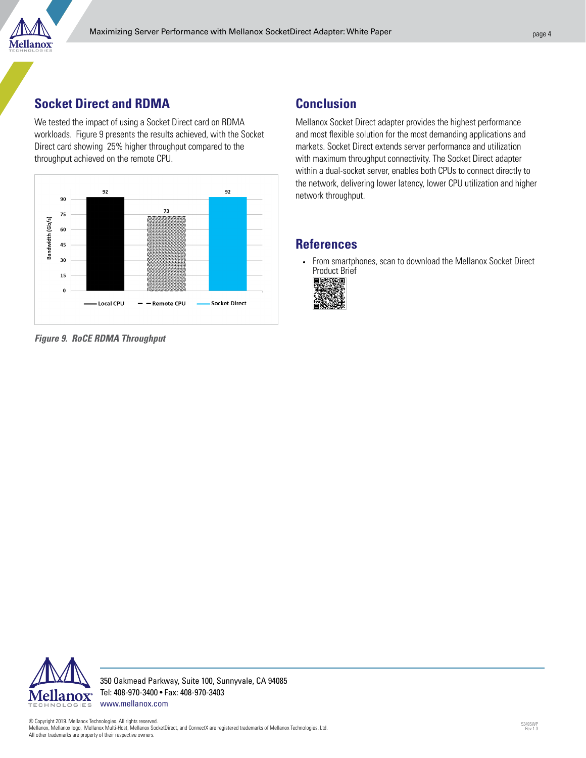## Socket Direct and RDMA

We tested the impact of using a Socket Direct card on RDMA workloads. Figure 9 presents the results achieved, with the Socket Direct card showing 25% higher throughput compared to the throughput achieved on the remote CPU.

92
73
92
90
75
60
45
30
15
0
Bandwidth (Gb/s)
Local CPU
Remote CPU
Socket Direct

*Figure 9. RoCE RDMA Throughput*

## Conclusion

Mellanox Socket Direct adapter provides the highest performance and most flexible solution for the most demanding applications and markets. Socket Direct extends server performance and utilization with maximum throughput connectivity. The Socket Direct adapter within a dual-socket server, enables both CPUs to connect directly to the network, delivering lower latency, lower CPU utilization and higher network throughput.

## References

- From smartphones, scan to download the Mellanox Socket Direct Product Brief

350 Oakmead Parkway, Suite 100, Sunnyvale, CA 94085
Tel: 408-970-3400 • Fax: 408-970-3403
www.mellanox.com

© Copyright 2019. Mellanox Technologies. All rights reserved.
Mellanox, Mellanox logo, Mellanox Multi-Host, Mellanox SocketDirect, and ConnectX are registered trademarks of Mellanox Technologies, Ltd.
All other trademarks are property of their respective owners.

53495WP
Rev 1.3